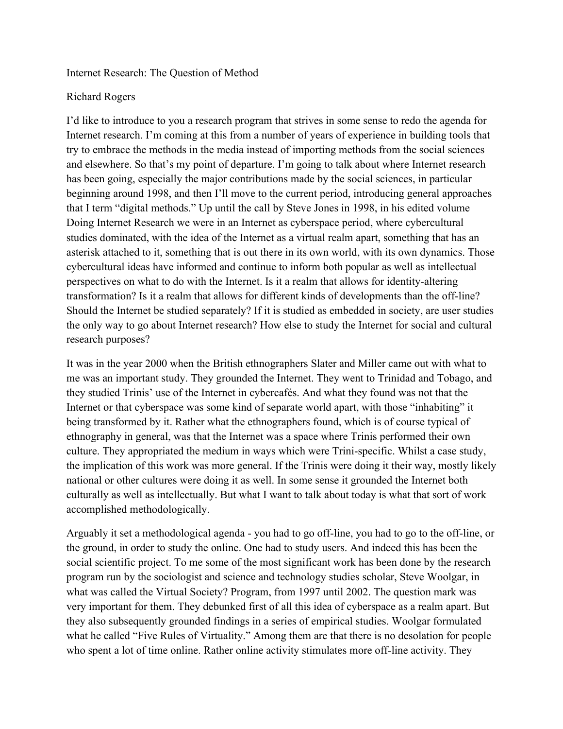# Internet Research: The Question of Method

Richard Rogers

I'd like to introduce to you a research program that strives in some sense to redo the agenda for Internet research. I'm coming at this from a number of years of experience in building tools that try to embrace the methods in the media instead of importing methods from the social sciences and elsewhere. So that's my point of departure. I'm going to talk about where Internet research has been going, especially the major contributions made by the social sciences, in particular beginning around 1998, and then I'll move to the current period, introducing general approaches that I term "digital methods." Up until the call by Steve Jones in 1998, in his edited volume Doing Internet Research we were in an Internet as cyberspace period, where cybercultural studies dominated, with the idea of the Internet as a virtual realm apart, something that has an asterisk attached to it, something that is out there in its own world, with its own dynamics. Those cybercultural ideas have informed and continue to inform both popular as well as intellectual perspectives on what to do with the Internet. Is it a realm that allows for identity-altering transformation? Is it a realm that allows for different kinds of developments than the off-line? Should the Internet be studied separately? If it is studied as embedded in society, are user studies the only way to go about Internet research? How else to study the Internet for social and cultural research purposes?

It was in the year 2000 when the British ethnographers Slater and Miller came out with what to me was an important study. They grounded the Internet. They went to Trinidad and Tobago, and they studied Trinis' use of the Internet in cybercafés. And what they found was not that the Internet or that cyberspace was some kind of separate world apart, with those "inhabiting" it being transformed by it. Rather what the ethnographers found, which is of course typical of ethnography in general, was that the Internet was a space where Trinis performed their own culture. They appropriated the medium in ways which were Trini-specific. Whilst a case study, the implication of this work was more general. If the Trinis were doing it their way, mostly likely national or other cultures were doing it as well. In some sense it grounded the Internet both culturally as well as intellectually. But what I want to talk about today is what that sort of work accomplished methodologically.

Arguably it set a methodological agenda - you had to go off-line, you had to go to the off-line, or the ground, in order to study the online. One had to study users. And indeed this has been the social scientific project. To me some of the most significant work has been done by the research program run by the sociologist and science and technology studies scholar, Steve Woolgar, in what was called the Virtual Society? Program, from 1997 until 2002. The question mark was very important for them. They debunked first of all this idea of cyberspace as a realm apart. But they also subsequently grounded findings in a series of empirical studies. Woolgar formulated what he called "Five Rules of Virtuality." Among them are that there is no desolation for people who spent a lot of time online. Rather online activity stimulates more off-line activity. They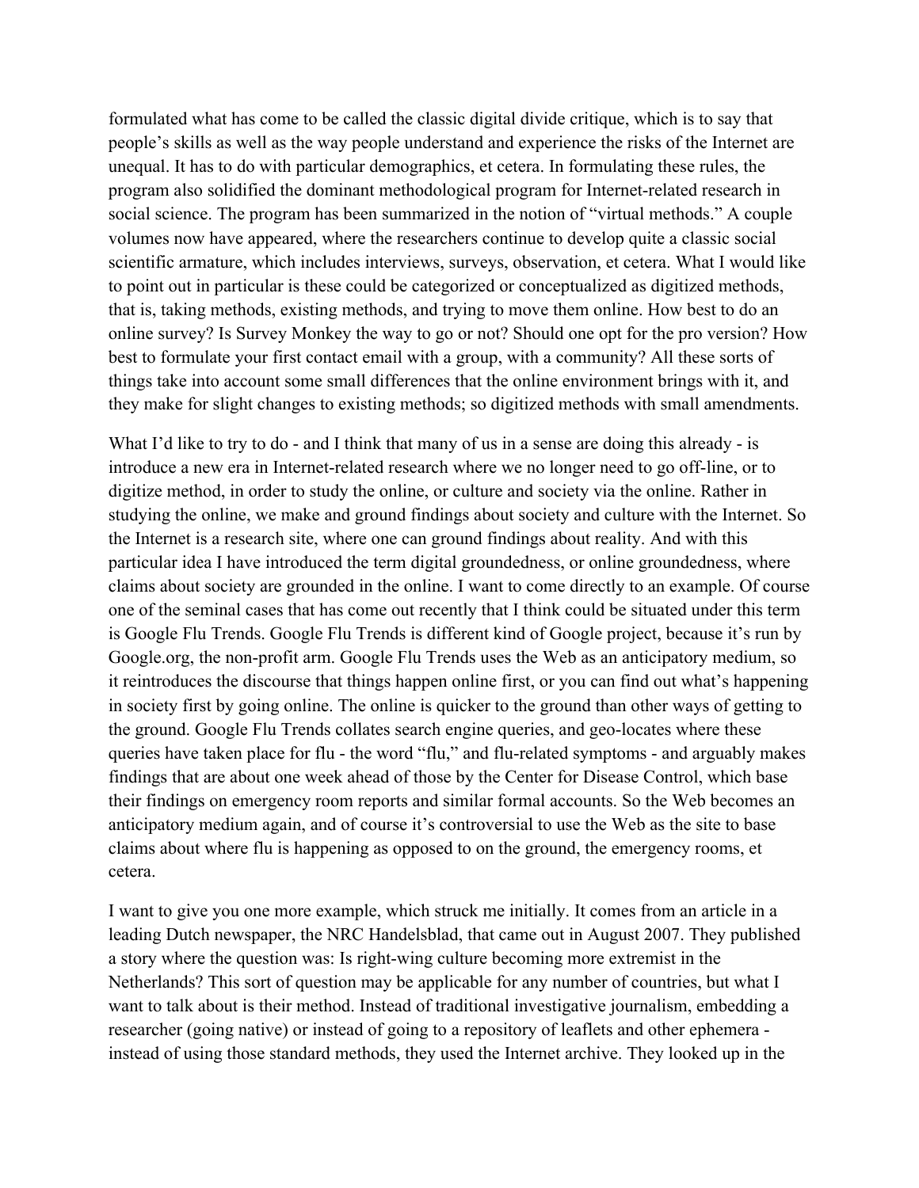formulated what has come to be called the classic digital divide critique, which is to say that people's skills as well as the way people understand and experience the risks of the Internet are unequal. It has to do with particular demographics, et cetera. In formulating these rules, the program also solidified the dominant methodological program for Internet-related research in social science. The program has been summarized in the notion of "virtual methods." A couple volumes now have appeared, where the researchers continue to develop quite a classic social scientific armature, which includes interviews, surveys, observation, et cetera. What I would like to point out in particular is these could be categorized or conceptualized as digitized methods, that is, taking methods, existing methods, and trying to move them online. How best to do an online survey? Is Survey Monkey the way to go or not? Should one opt for the pro version? How best to formulate your first contact email with a group, with a community? All these sorts of things take into account some small differences that the online environment brings with it, and they make for slight changes to existing methods; so digitized methods with small amendments.

What I'd like to try to do - and I think that many of us in a sense are doing this already - is introduce a new era in Internet-related research where we no longer need to go off-line, or to digitize method, in order to study the online, or culture and society via the online. Rather in studying the online, we make and ground findings about society and culture with the Internet. So the Internet is a research site, where one can ground findings about reality. And with this particular idea I have introduced the term digital groundedness, or online groundedness, where claims about society are grounded in the online. I want to come directly to an example. Of course one of the seminal cases that has come out recently that I think could be situated under this term is Google Flu Trends. Google Flu Trends is different kind of Google project, because it's run by Google.org, the non-profit arm. Google Flu Trends uses the Web as an anticipatory medium, so it reintroduces the discourse that things happen online first, or you can find out what's happening in society first by going online. The online is quicker to the ground than other ways of getting to the ground. Google Flu Trends collates search engine queries, and geo-locates where these queries have taken place for flu - the word "flu," and flu-related symptoms - and arguably makes findings that are about one week ahead of those by the Center for Disease Control, which base their findings on emergency room reports and similar formal accounts. So the Web becomes an anticipatory medium again, and of course it's controversial to use the Web as the site to base claims about where flu is happening as opposed to on the ground, the emergency rooms, et cetera.

I want to give you one more example, which struck me initially. It comes from an article in a leading Dutch newspaper, the NRC Handelsblad, that came out in August 2007. They published a story where the question was: Is right-wing culture becoming more extremist in the Netherlands? This sort of question may be applicable for any number of countries, but what I want to talk about is their method. Instead of traditional investigative journalism, embedding a researcher (going native) or instead of going to a repository of leaflets and other ephemera - instead of using those standard methods, they used the Internet archive. They looked up in the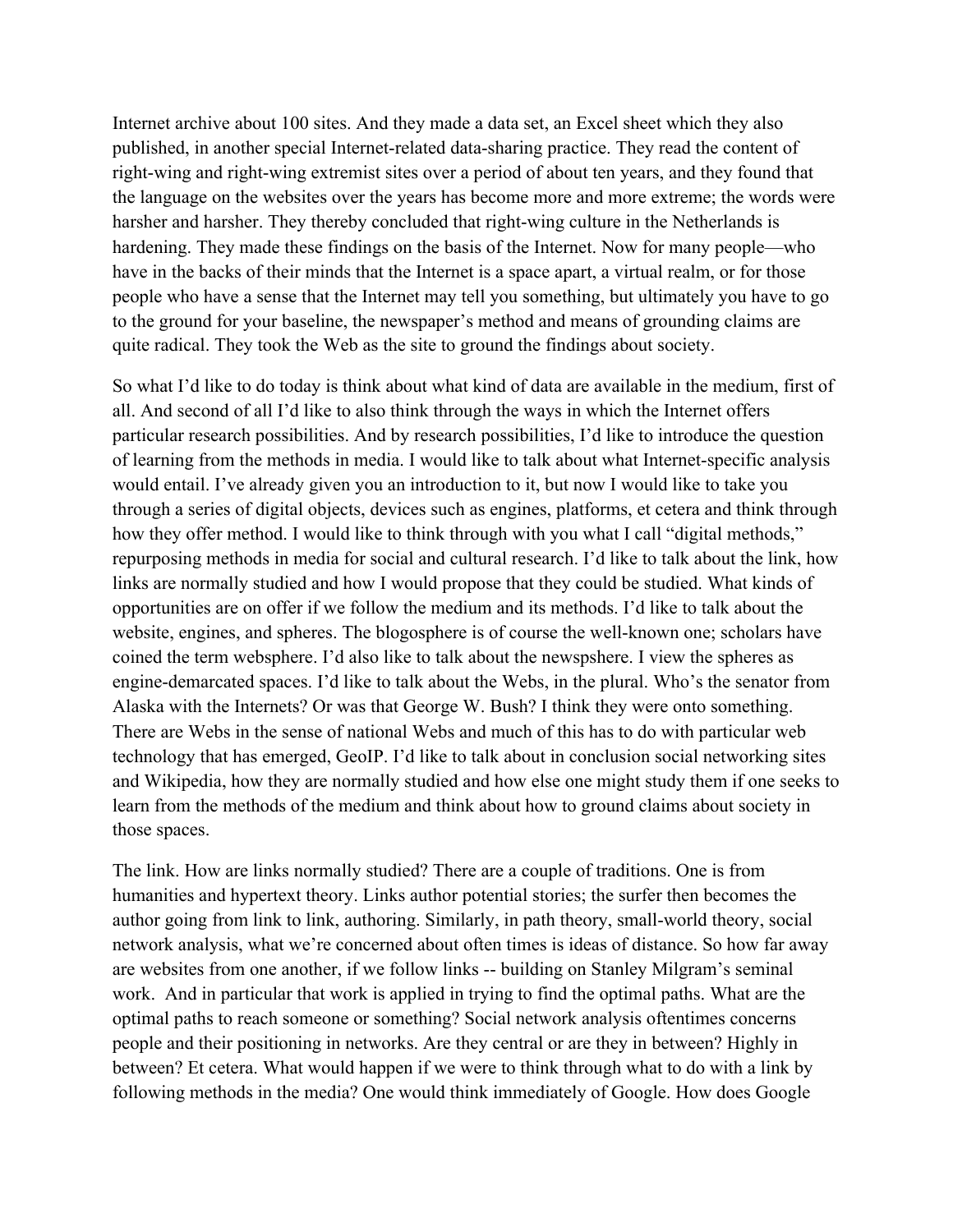Internet archive about 100 sites. And they made a data set, an Excel sheet which they also published, in another special Internet-related data-sharing practice. They read the content of right-wing and right-wing extremist sites over a period of about ten years, and they found that the language on the websites over the years has become more and more extreme; the words were harsher and harsher. They thereby concluded that right-wing culture in the Netherlands is hardening. They made these findings on the basis of the Internet. Now for many people—who have in the backs of their minds that the Internet is a space apart, a virtual realm, or for those people who have a sense that the Internet may tell you something, but ultimately you have to go to the ground for your baseline, the newspaper's method and means of grounding claims are quite radical. They took the Web as the site to ground the findings about society.

So what I'd like to do today is think about what kind of data are available in the medium, first of all. And second of all I'd like to also think through the ways in which the Internet offers particular research possibilities. And by research possibilities, I'd like to introduce the question of learning from the methods in media. I would like to talk about what Internet-specific analysis would entail. I've already given you an introduction to it, but now I would like to take you through a series of digital objects, devices such as engines, platforms, et cetera and think through how they offer method. I would like to think through with you what I call "digital methods," repurposing methods in media for social and cultural research. I'd like to talk about the link, how links are normally studied and how I would propose that they could be studied. What kinds of opportunities are on offer if we follow the medium and its methods. I'd like to talk about the website, engines, and spheres. The blogosphere is of course the well-known one; scholars have coined the term websphere. I'd also like to talk about the newspsphere. I view the spheres as engine-demarcated spaces. I'd like to talk about the Webs, in the plural. Who's the senator from Alaska with the Internets? Or was that George W. Bush? I think they were onto something. There are Webs in the sense of national Webs and much of this has to do with particular web technology that has emerged, GeoIP. I'd like to talk about in conclusion social networking sites and Wikipedia, how they are normally studied and how else one might study them if one seeks to learn from the methods of the medium and think about how to ground claims about society in those spaces.

The link. How are links normally studied? There are a couple of traditions. One is from humanities and hypertext theory. Links author potential stories; the surfer then becomes the author going from link to link, authoring. Similarly, in path theory, small-world theory, social network analysis, what we're concerned about often times is ideas of distance. So how far away are websites from one another, if we follow links -- building on Stanley Milgram's seminal work. And in particular that work is applied in trying to find the optimal paths. What are the optimal paths to reach someone or something? Social network analysis oftentimes concerns people and their positioning in networks. Are they central or are they in between? Highly in between? Et cetera. What would happen if we were to think through what to do with a link by following methods in the media? One would think immediately of Google. How does Google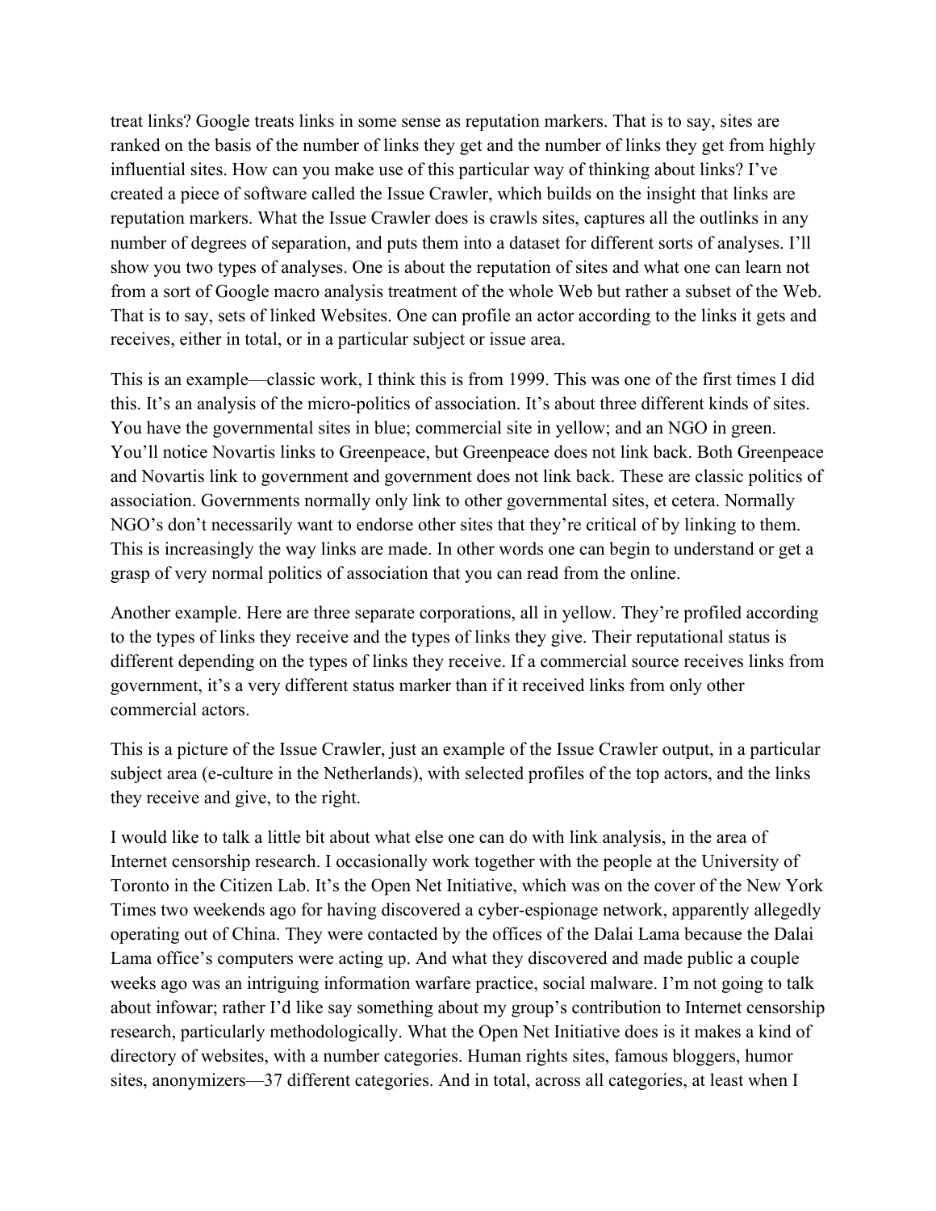treat links? Google treats links in some sense as reputation markers. That is to say, sites are ranked on the basis of the number of links they get and the number of links they get from highly influential sites. How can you make use of this particular way of thinking about links? I've created a piece of software called the Issue Crawler, which builds on the insight that links are reputation markers. What the Issue Crawler does is crawls sites, captures all the outlinks in any number of degrees of separation, and puts them into a dataset for different sorts of analyses. I'll show you two types of analyses. One is about the reputation of sites and what one can learn not from a sort of Google macro analysis treatment of the whole Web but rather a subset of the Web. That is to say, sets of linked Websites. One can profile an actor according to the links it gets and receives, either in total, or in a particular subject or issue area.

This is an example—classic work, I think this is from 1999. This was one of the first times I did this. It's an analysis of the micro-politics of association. It's about three different kinds of sites. You have the governmental sites in blue; commercial site in yellow; and an NGO in green. You'll notice Novartis links to Greenpeace, but Greenpeace does not link back. Both Greenpeace and Novartis link to government and government does not link back. These are classic politics of association. Governments normally only link to other governmental sites, et cetera. Normally NGO's don't necessarily want to endorse other sites that they're critical of by linking to them. This is increasingly the way links are made. In other words one can begin to understand or get a grasp of very normal politics of association that you can read from the online.

Another example. Here are three separate corporations, all in yellow. They're profiled according to the types of links they receive and the types of links they give. Their reputational status is different depending on the types of links they receive. If a commercial source receives links from government, it's a very different status marker than if it received links from only other commercial actors.

This is a picture of the Issue Crawler, just an example of the Issue Crawler output, in a particular subject area (e-culture in the Netherlands), with selected profiles of the top actors, and the links they receive and give, to the right.

I would like to talk a little bit about what else one can do with link analysis, in the area of Internet censorship research. I occasionally work together with the people at the University of Toronto in the Citizen Lab. It's the Open Net Initiative, which was on the cover of the New York Times two weekends ago for having discovered a cyber-espionage network, apparently allegedly operating out of China. They were contacted by the offices of the Dalai Lama because the Dalai Lama office's computers were acting up. And what they discovered and made public a couple weeks ago was an intriguing information warfare practice, social malware. I'm not going to talk about infowar; rather I'd like say something about my group's contribution to Internet censorship research, particularly methodologically. What the Open Net Initiative does is it makes a kind of directory of websites, with a number categories. Human rights sites, famous bloggers, humor sites, anonymizers—37 different categories. And in total, across all categories, at least when I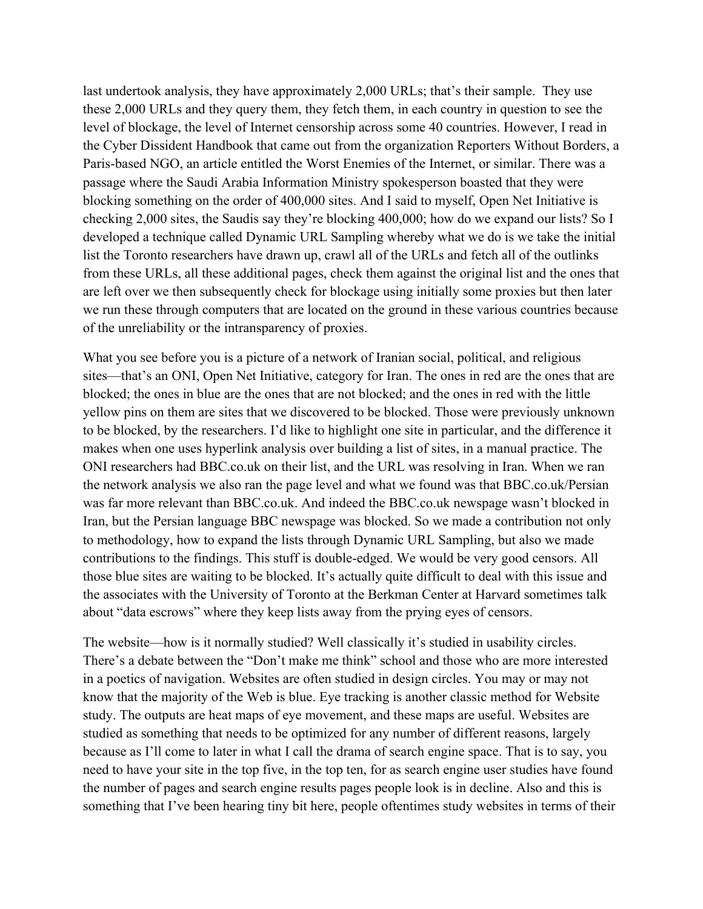last undertook analysis, they have approximately 2,000 URLs; that's their sample. They use these 2,000 URLs and they query them, they fetch them, in each country in question to see the level of blockage, the level of Internet censorship across some 40 countries. However, I read in the Cyber Dissident Handbook that came out from the organization Reporters Without Borders, a Paris-based NGO, an article entitled the Worst Enemies of the Internet, or similar. There was a passage where the Saudi Arabia Information Ministry spokesperson boasted that they were blocking something on the order of 400,000 sites. And I said to myself, Open Net Initiative is checking 2,000 sites, the Saudis say they're blocking 400,000; how do we expand our lists? So I developed a technique called Dynamic URL Sampling whereby what we do is we take the initial list the Toronto researchers have drawn up, crawl all of the URLs and fetch all of the outlinks from these URLs, all these additional pages, check them against the original list and the ones that are left over we then subsequently check for blockage using initially some proxies but then later we run these through computers that are located on the ground in these various countries because of the unreliability or the intransparency of proxies.

What you see before you is a picture of a network of Iranian social, political, and religious sites—that's an ONI, Open Net Initiative, category for Iran. The ones in red are the ones that are blocked; the ones in blue are the ones that are not blocked; and the ones in red with the little yellow pins on them are sites that we discovered to be blocked. Those were previously unknown to be blocked, by the researchers. I'd like to highlight one site in particular, and the difference it makes when one uses hyperlink analysis over building a list of sites, in a manual practice. The ONI researchers had BBC.co.uk on their list, and the URL was resolving in Iran. When we ran the network analysis we also ran the page level and what we found was that BBC.co.uk/Persian was far more relevant than BBC.co.uk. And indeed the BBC.co.uk newspage wasn't blocked in Iran, but the Persian language BBC newspage was blocked. So we made a contribution not only to methodology, how to expand the lists through Dynamic URL Sampling, but also we made contributions to the findings. This stuff is double-edged. We would be very good censors. All those blue sites are waiting to be blocked. It's actually quite difficult to deal with this issue and the associates with the University of Toronto at the Berkman Center at Harvard sometimes talk about "data escrows" where they keep lists away from the prying eyes of censors.

The website—how is it normally studied? Well classically it's studied in usability circles. There's a debate between the "Don't make me think" school and those who are more interested in a poetics of navigation. Websites are often studied in design circles. You may or may not know that the majority of the Web is blue. Eye tracking is another classic method for Website study. The outputs are heat maps of eye movement, and these maps are useful. Websites are studied as something that needs to be optimized for any number of different reasons, largely because as I'll come to later in what I call the drama of search engine space. That is to say, you need to have your site in the top five, in the top ten, for as search engine user studies have found the number of pages and search engine results pages people look is in decline. Also and this is something that I've been hearing tiny bit here, people oftentimes study websites in terms of their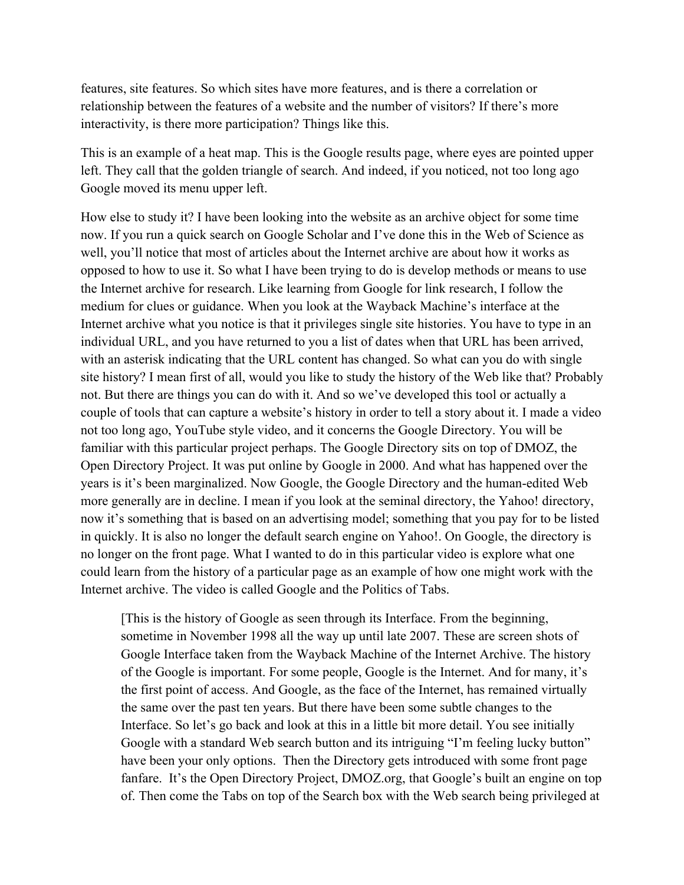features, site features. So which sites have more features, and is there a correlation or relationship between the features of a website and the number of visitors? If there's more interactivity, is there more participation? Things like this.

This is an example of a heat map. This is the Google results page, where eyes are pointed upper left. They call that the golden triangle of search. And indeed, if you noticed, not too long ago Google moved its menu upper left.

How else to study it? I have been looking into the website as an archive object for some time now. If you run a quick search on Google Scholar and I've done this in the Web of Science as well, you'll notice that most of articles about the Internet archive are about how it works as opposed to how to use it. So what I have been trying to do is develop methods or means to use the Internet archive for research. Like learning from Google for link research, I follow the medium for clues or guidance. When you look at the Wayback Machine's interface at the Internet archive what you notice is that it privileges single site histories. You have to type in an individual URL, and you have returned to you a list of dates when that URL has been arrived, with an asterisk indicating that the URL content has changed. So what can you do with single site history? I mean first of all, would you like to study the history of the Web like that? Probably not. But there are things you can do with it. And so we've developed this tool or actually a couple of tools that can capture a website's history in order to tell a story about it. I made a video not too long ago, YouTube style video, and it concerns the Google Directory. You will be familiar with this particular project perhaps. The Google Directory sits on top of DMOZ, the Open Directory Project. It was put online by Google in 2000. And what has happened over the years is it's been marginalized. Now Google, the Google Directory and the human-edited Web more generally are in decline. I mean if you look at the seminal directory, the Yahoo! directory, now it's something that is based on an advertising model; something that you pay for to be listed in quickly. It is also no longer the default search engine on Yahoo!. On Google, the directory is no longer on the front page. What I wanted to do in this particular video is explore what one could learn from the history of a particular page as an example of how one might work with the Internet archive. The video is called Google and the Politics of Tabs.

> [This is the history of Google as seen through its Interface. From the beginning, sometime in November 1998 all the way up until late 2007. These are screen shots of Google Interface taken from the Wayback Machine of the Internet Archive. The history of the Google is important. For some people, Google is the Internet. And for many, it's the first point of access. And Google, as the face of the Internet, has remained virtually the same over the past ten years. But there have been some subtle changes to the Interface. So let's go back and look at this in a little bit more detail. You see initially Google with a standard Web search button and its intriguing "I'm feeling lucky button" have been your only options. Then the Directory gets introduced with some front page fanfare. It's the Open Directory Project, DMOZ.org, that Google's built an engine on top of. Then come the Tabs on top of the Search box with the Web search being privileged at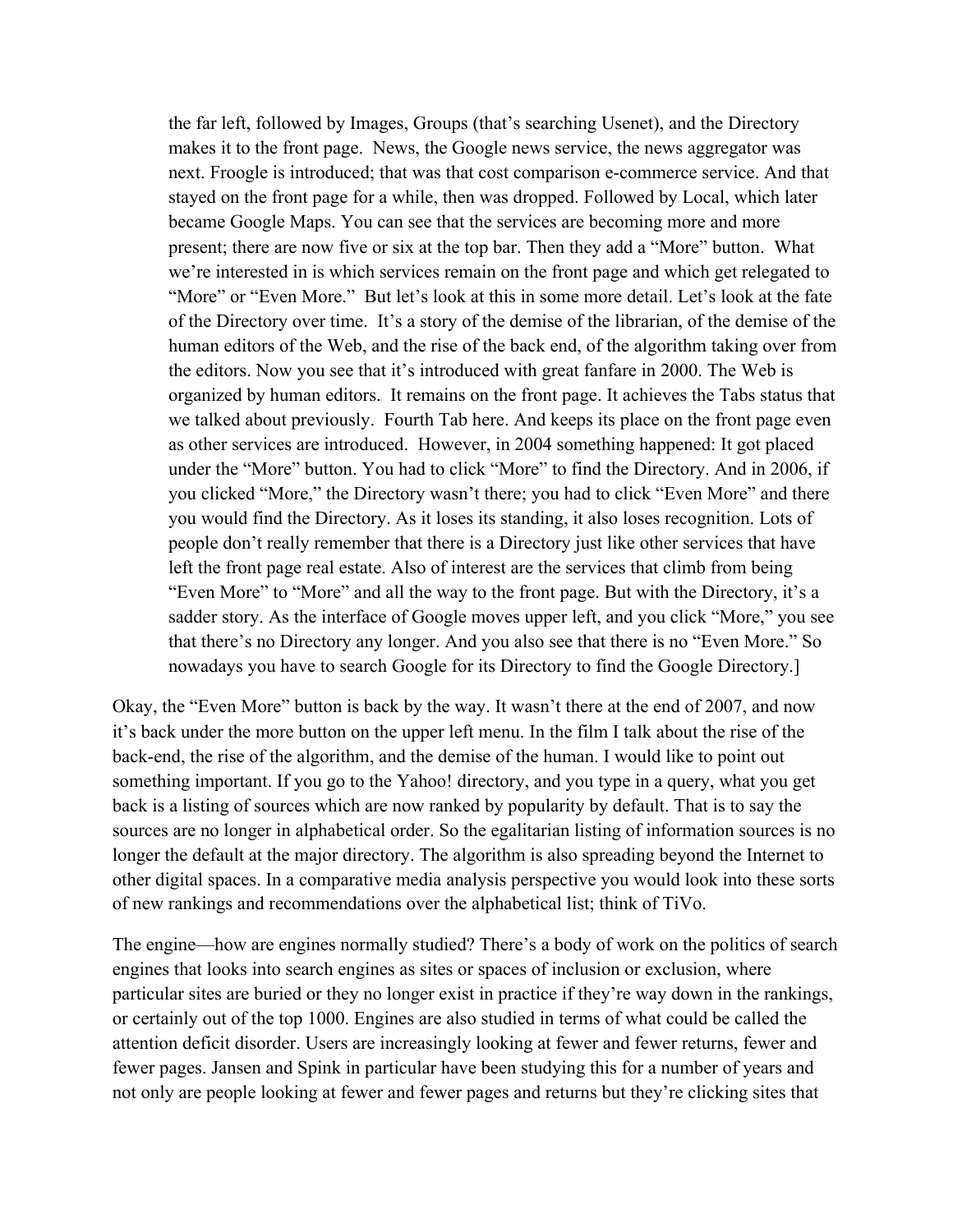the far left, followed by Images, Groups (that's searching Usenet), and the Directory makes it to the front page. News, the Google news service, the news aggregator was next. Froogle is introduced; that was that cost comparison e-commerce service. And that stayed on the front page for a while, then was dropped. Followed by Local, which later became Google Maps. You can see that the services are becoming more and more present; there are now five or six at the top bar. Then they add a "More" button. What we're interested in is which services remain on the front page and which get relegated to "More" or "Even More." But let's look at this in some more detail. Let's look at the fate of the Directory over time. It's a story of the demise of the librarian, of the demise of the human editors of the Web, and the rise of the back end, of the algorithm taking over from the editors. Now you see that it's introduced with great fanfare in 2000. The Web is organized by human editors. It remains on the front page. It achieves the Tabs status that we talked about previously. Fourth Tab here. And keeps its place on the front page even as other services are introduced. However, in 2004 something happened: It got placed under the "More" button. You had to click "More" to find the Directory. And in 2006, if you clicked "More," the Directory wasn't there; you had to click "Even More" and there you would find the Directory. As it loses its standing, it also loses recognition. Lots of people don't really remember that there is a Directory just like other services that have left the front page real estate. Also of interest are the services that climb from being "Even More" to "More" and all the way to the front page. But with the Directory, it's a sadder story. As the interface of Google moves upper left, and you click "More," you see that there's no Directory any longer. And you also see that there is no "Even More." So nowadays you have to search Google for its Directory to find the Google Directory.]

Okay, the "Even More" button is back by the way. It wasn't there at the end of 2007, and now it's back under the more button on the upper left menu. In the film I talk about the rise of the back-end, the rise of the algorithm, and the demise of the human. I would like to point out something important. If you go to the Yahoo! directory, and you type in a query, what you get back is a listing of sources which are now ranked by popularity by default. That is to say the sources are no longer in alphabetical order. So the egalitarian listing of information sources is no longer the default at the major directory. The algorithm is also spreading beyond the Internet to other digital spaces. In a comparative media analysis perspective you would look into these sorts of new rankings and recommendations over the alphabetical list; think of TiVo.

The engine—how are engines normally studied? There's a body of work on the politics of search engines that looks into search engines as sites or spaces of inclusion or exclusion, where particular sites are buried or they no longer exist in practice if they're way down in the rankings, or certainly out of the top 1000. Engines are also studied in terms of what could be called the attention deficit disorder. Users are increasingly looking at fewer and fewer returns, fewer and fewer pages. Jansen and Spink in particular have been studying this for a number of years and not only are people looking at fewer and fewer pages and returns but they're clicking sites that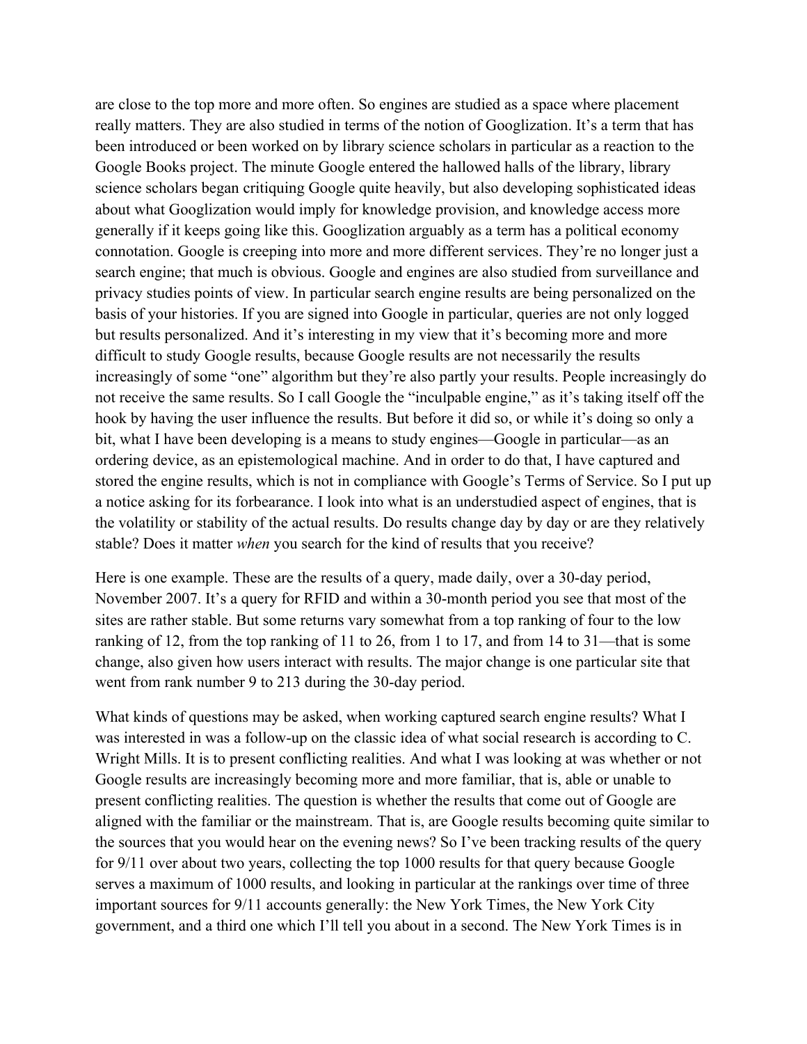are close to the top more and more often. So engines are studied as a space where placement really matters. They are also studied in terms of the notion of Googlization. It's a term that has been introduced or been worked on by library science scholars in particular as a reaction to the Google Books project. The minute Google entered the hallowed halls of the library, library science scholars began critiquing Google quite heavily, but also developing sophisticated ideas about what Googlization would imply for knowledge provision, and knowledge access more generally if it keeps going like this. Googlization arguably as a term has a political economy connotation. Google is creeping into more and more different services. They're no longer just a search engine; that much is obvious. Google and engines are also studied from surveillance and privacy studies points of view. In particular search engine results are being personalized on the basis of your histories. If you are signed into Google in particular, queries are not only logged but results personalized. And it's interesting in my view that it's becoming more and more difficult to study Google results, because Google results are not necessarily the results increasingly of some "one" algorithm but they're also partly your results. People increasingly do not receive the same results. So I call Google the "inculpable engine," as it's taking itself off the hook by having the user influence the results. But before it did so, or while it's doing so only a bit, what I have been developing is a means to study engines—Google in particular—as an ordering device, as an epistemological machine. And in order to do that, I have captured and stored the engine results, which is not in compliance with Google's Terms of Service. So I put up a notice asking for its forbearance. I look into what is an understudied aspect of engines, that is the volatility or stability of the actual results. Do results change day by day or are they relatively stable? Does it matter *when* you search for the kind of results that you receive?

Here is one example. These are the results of a query, made daily, over a 30-day period, November 2007. It's a query for RFID and within a 30-month period you see that most of the sites are rather stable. But some returns vary somewhat from a top ranking of four to the low ranking of 12, from the top ranking of 11 to 26, from 1 to 17, and from 14 to 31—that is some change, also given how users interact with results. The major change is one particular site that went from rank number 9 to 213 during the 30-day period.

What kinds of questions may be asked, when working captured search engine results? What I was interested in was a follow-up on the classic idea of what social research is according to C. Wright Mills. It is to present conflicting realities. And what I was looking at was whether or not Google results are increasingly becoming more and more familiar, that is, able or unable to present conflicting realities. The question is whether the results that come out of Google are aligned with the familiar or the mainstream. That is, are Google results becoming quite similar to the sources that you would hear on the evening news? So I've been tracking results of the query for 9/11 over about two years, collecting the top 1000 results for that query because Google serves a maximum of 1000 results, and looking in particular at the rankings over time of three important sources for 9/11 accounts generally: the New York Times, the New York City government, and a third one which I'll tell you about in a second. The New York Times is in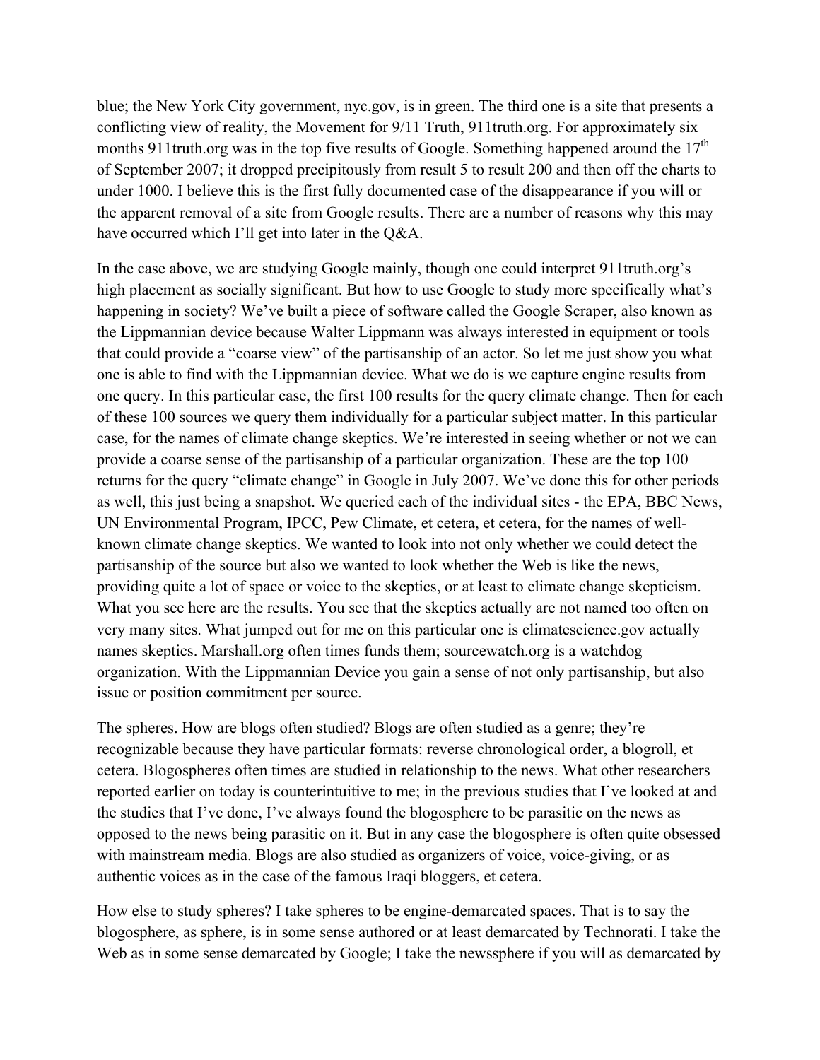blue; the New York City government, nyc.gov, is in green. The third one is a site that presents a conflicting view of reality, the Movement for 9/11 Truth, 911truth.org. For approximately six months 911truth.org was in the top five results of Google. Something happened around the 17th of September 2007; it dropped precipitously from result 5 to result 200 and then off the charts to under 1000. I believe this is the first fully documented case of the disappearance if you will or the apparent removal of a site from Google results. There are a number of reasons why this may have occurred which I'll get into later in the Q&A.

In the case above, we are studying Google mainly, though one could interpret 911truth.org's high placement as socially significant. But how to use Google to study more specifically what's happening in society? We've built a piece of software called the Google Scraper, also known as the Lippmannian device because Walter Lippmann was always interested in equipment or tools that could provide a "coarse view" of the partisanship of an actor. So let me just show you what one is able to find with the Lippmannian device. What we do is we capture engine results from one query. In this particular case, the first 100 results for the query climate change. Then for each of these 100 sources we query them individually for a particular subject matter. In this particular case, for the names of climate change skeptics. We're interested in seeing whether or not we can provide a coarse sense of the partisanship of a particular organization. These are the top 100 returns for the query "climate change" in Google in July 2007. We've done this for other periods as well, this just being a snapshot. We queried each of the individual sites - the EPA, BBC News, UN Environmental Program, IPCC, Pew Climate, et cetera, et cetera, for the names of well-known climate change skeptics. We wanted to look into not only whether we could detect the partisanship of the source but also we wanted to look whether the Web is like the news, providing quite a lot of space or voice to the skeptics, or at least to climate change skepticism. What you see here are the results. You see that the skeptics actually are not named too often on very many sites. What jumped out for me on this particular one is climatescience.gov actually names skeptics. Marshall.org often times funds them; sourcewatch.org is a watchdog organization. With the Lippmannian Device you gain a sense of not only partisanship, but also issue or position commitment per source.

The spheres. How are blogs often studied? Blogs are often studied as a genre; they're recognizable because they have particular formats: reverse chronological order, a blogroll, et cetera. Blogospheres often times are studied in relationship to the news. What other researchers reported earlier on today is counterintuitive to me; in the previous studies that I've looked at and the studies that I've done, I've always found the blogosphere to be parasitic on the news as opposed to the news being parasitic on it. But in any case the blogosphere is often quite obsessed with mainstream media. Blogs are also studied as organizers of voice, voice-giving, or as authentic voices as in the case of the famous Iraqi bloggers, et cetera.

How else to study spheres? I take spheres to be engine-demarcated spaces. That is to say the blogosphere, as sphere, is in some sense authored or at least demarcated by Technorati. I take the Web as in some sense demarcated by Google; I take the newssphere if you will as demarcated by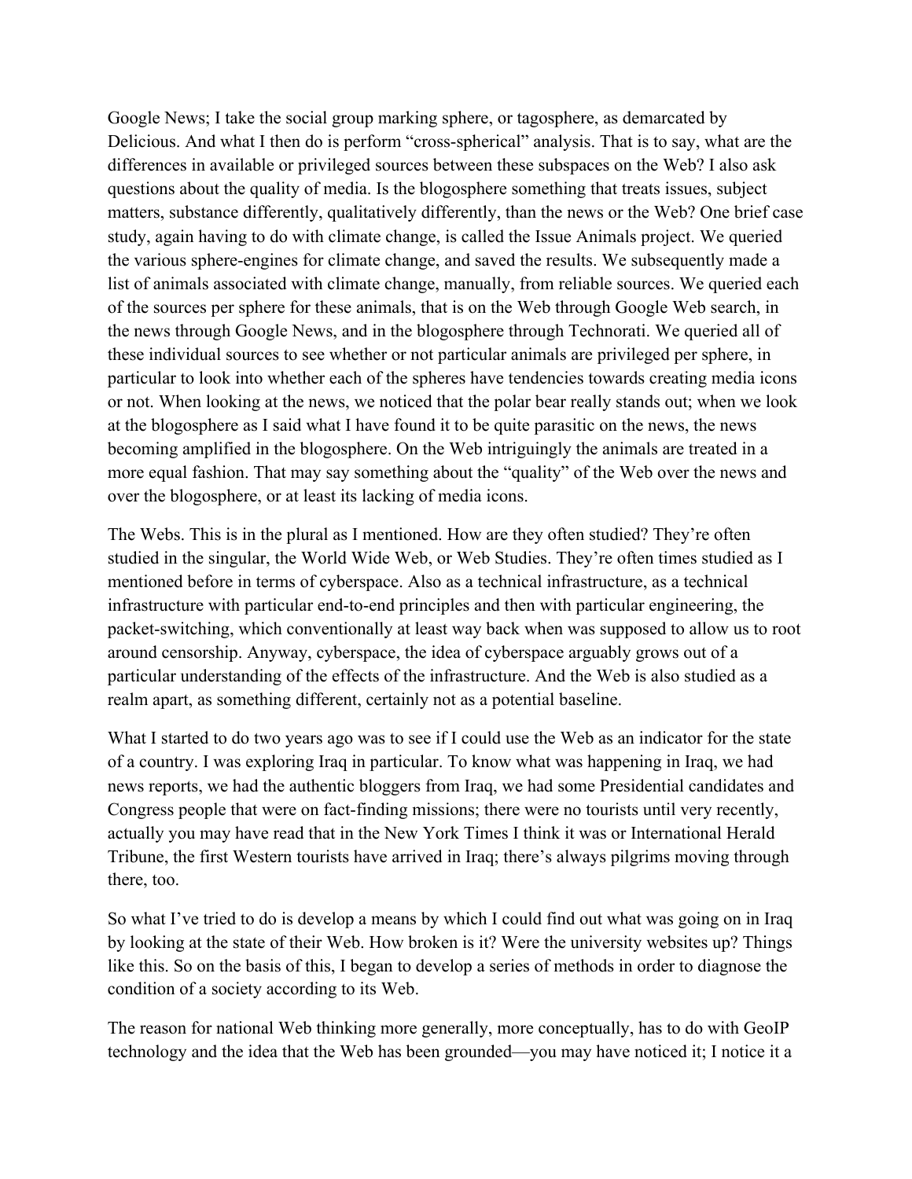Google News; I take the social group marking sphere, or tagosphere, as demarcated by Delicious. And what I then do is perform "cross-spherical" analysis. That is to say, what are the differences in available or privileged sources between these subspaces on the Web? I also ask questions about the quality of media. Is the blogosphere something that treats issues, subject matters, substance differently, qualitatively differently, than the news or the Web? One brief case study, again having to do with climate change, is called the Issue Animals project. We queried the various sphere-engines for climate change, and saved the results. We subsequently made a list of animals associated with climate change, manually, from reliable sources. We queried each of the sources per sphere for these animals, that is on the Web through Google Web search, in the news through Google News, and in the blogosphere through Technorati. We queried all of these individual sources to see whether or not particular animals are privileged per sphere, in particular to look into whether each of the spheres have tendencies towards creating media icons or not. When looking at the news, we noticed that the polar bear really stands out; when we look at the blogosphere as I said what I have found it to be quite parasitic on the news, the news becoming amplified in the blogosphere. On the Web intriguingly the animals are treated in a more equal fashion. That may say something about the "quality" of the Web over the news and over the blogosphere, or at least its lacking of media icons.

The Webs. This is in the plural as I mentioned. How are they often studied? They're often studied in the singular, the World Wide Web, or Web Studies. They're often times studied as I mentioned before in terms of cyberspace. Also as a technical infrastructure, as a technical infrastructure with particular end-to-end principles and then with particular engineering, the packet-switching, which conventionally at least way back when was supposed to allow us to root around censorship. Anyway, cyberspace, the idea of cyberspace arguably grows out of a particular understanding of the effects of the infrastructure. And the Web is also studied as a realm apart, as something different, certainly not as a potential baseline.

What I started to do two years ago was to see if I could use the Web as an indicator for the state of a country. I was exploring Iraq in particular. To know what was happening in Iraq, we had news reports, we had the authentic bloggers from Iraq, we had some Presidential candidates and Congress people that were on fact-finding missions; there were no tourists until very recently, actually you may have read that in the New York Times I think it was or International Herald Tribune, the first Western tourists have arrived in Iraq; there's always pilgrims moving through there, too.

So what I've tried to do is develop a means by which I could find out what was going on in Iraq by looking at the state of their Web. How broken is it? Were the university websites up? Things like this. So on the basis of this, I began to develop a series of methods in order to diagnose the condition of a society according to its Web.

The reason for national Web thinking more generally, more conceptually, has to do with GeoIP technology and the idea that the Web has been grounded—you may have noticed it; I notice it a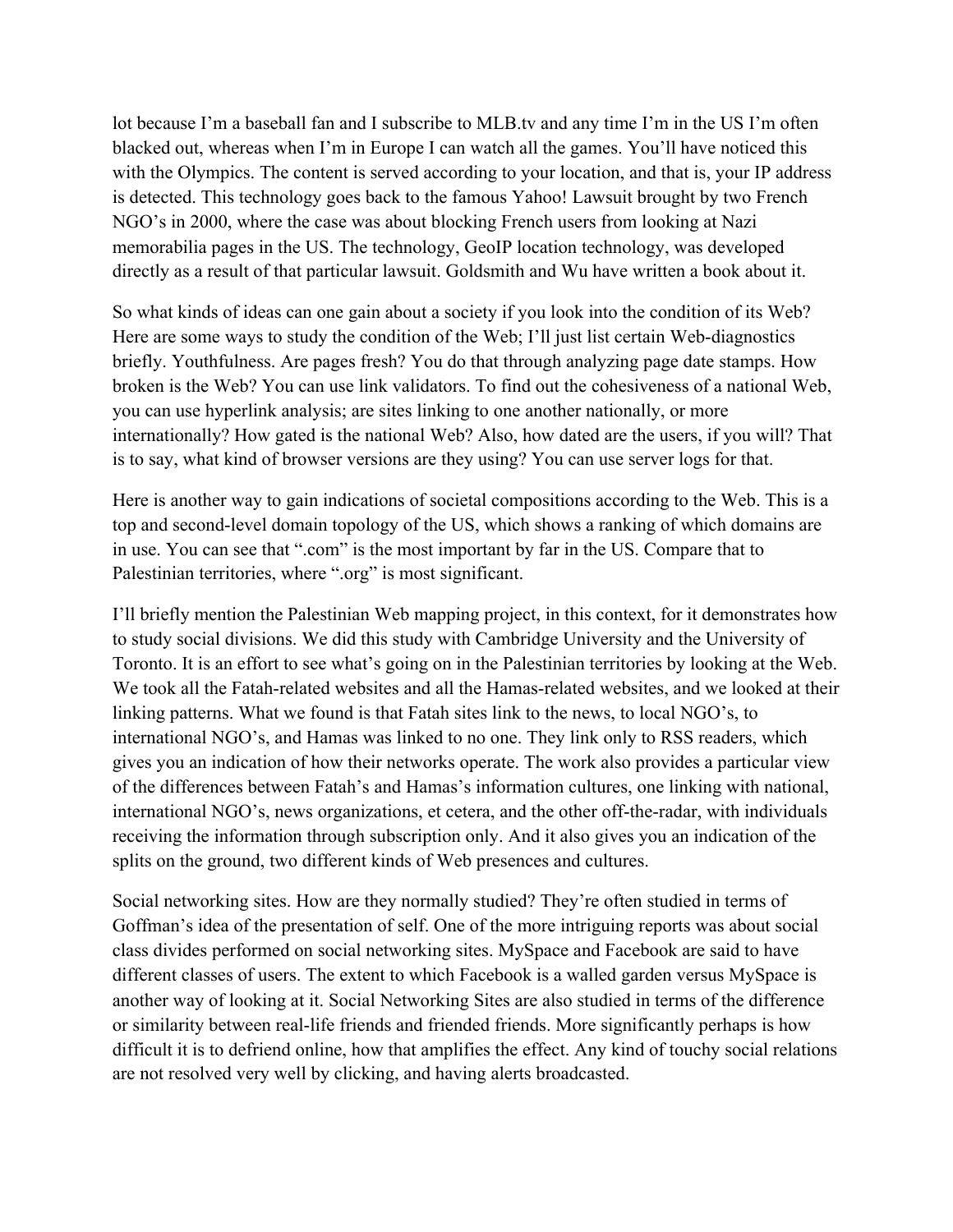lot because I'm a baseball fan and I subscribe to MLB.tv and any time I'm in the US I'm often blacked out, whereas when I'm in Europe I can watch all the games. You'll have noticed this with the Olympics. The content is served according to your location, and that is, your IP address is detected. This technology goes back to the famous Yahoo! Lawsuit brought by two French NGO's in 2000, where the case was about blocking French users from looking at Nazi memorabilia pages in the US. The technology, GeoIP location technology, was developed directly as a result of that particular lawsuit. Goldsmith and Wu have written a book about it.

So what kinds of ideas can one gain about a society if you look into the condition of its Web? Here are some ways to study the condition of the Web; I'll just list certain Web-diagnostics briefly. Youthfulness. Are pages fresh? You do that through analyzing page date stamps. How broken is the Web? You can use link validators. To find out the cohesiveness of a national Web, you can use hyperlink analysis; are sites linking to one another nationally, or more internationally? How gated is the national Web? Also, how dated are the users, if you will? That is to say, what kind of browser versions are they using? You can use server logs for that.

Here is another way to gain indications of societal compositions according to the Web. This is a top and second-level domain topology of the US, which shows a ranking of which domains are in use. You can see that ".com" is the most important by far in the US. Compare that to Palestinian territories, where ".org" is most significant.

I'll briefly mention the Palestinian Web mapping project, in this context, for it demonstrates how to study social divisions. We did this study with Cambridge University and the University of Toronto. It is an effort to see what's going on in the Palestinian territories by looking at the Web. We took all the Fatah-related websites and all the Hamas-related websites, and we looked at their linking patterns. What we found is that Fatah sites link to the news, to local NGO's, to international NGO's, and Hamas was linked to no one. They link only to RSS readers, which gives you an indication of how their networks operate. The work also provides a particular view of the differences between Fatah's and Hamas's information cultures, one linking with national, international NGO's, news organizations, et cetera, and the other off-the-radar, with individuals receiving the information through subscription only. And it also gives you an indication of the splits on the ground, two different kinds of Web presences and cultures.

Social networking sites. How are they normally studied? They're often studied in terms of Goffman's idea of the presentation of self. One of the more intriguing reports was about social class divides performed on social networking sites. MySpace and Facebook are said to have different classes of users. The extent to which Facebook is a walled garden versus MySpace is another way of looking at it. Social Networking Sites are also studied in terms of the difference or similarity between real-life friends and friended friends. More significantly perhaps is how difficult it is to defriend online, how that amplifies the effect. Any kind of touchy social relations are not resolved very well by clicking, and having alerts broadcasted.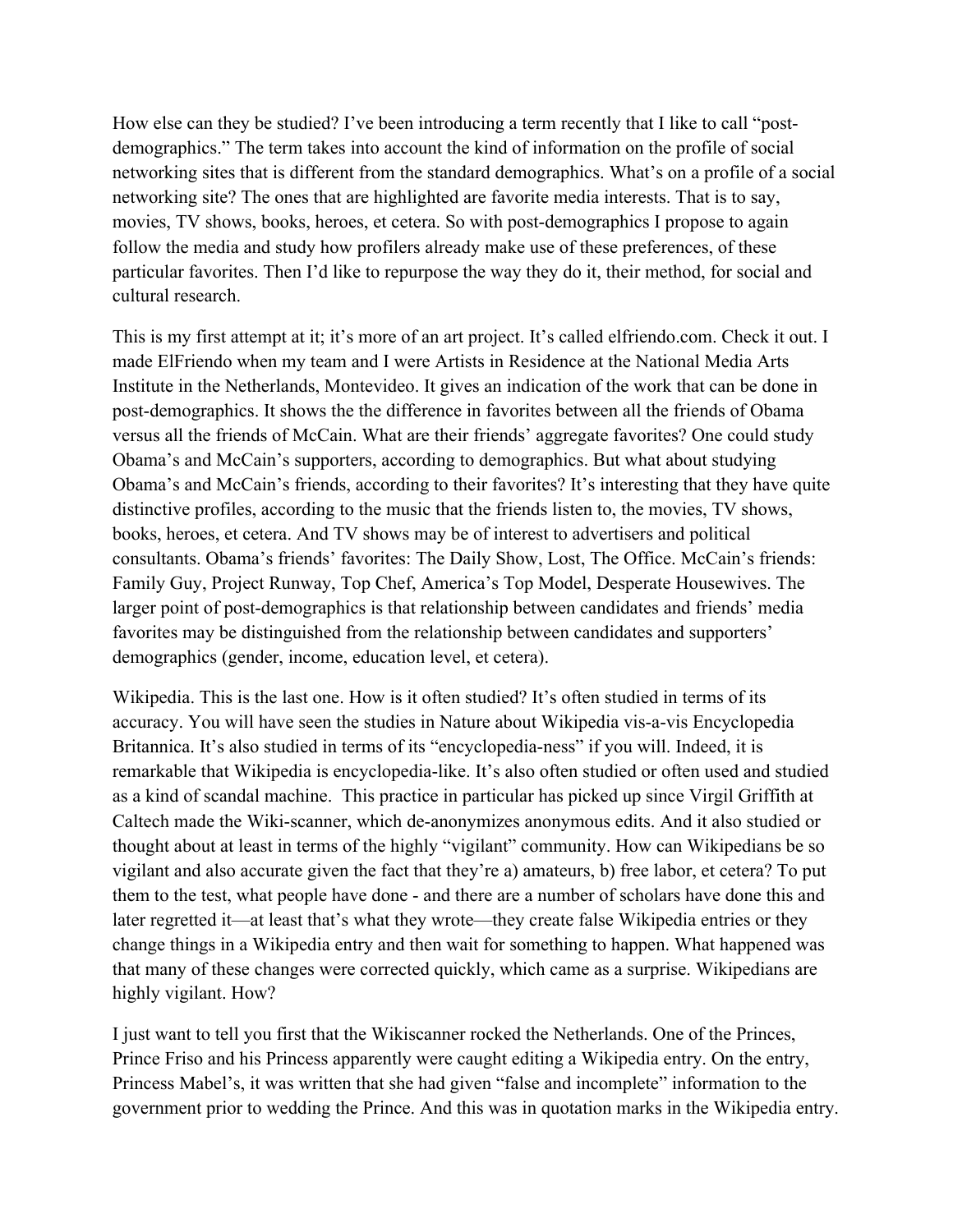How else can they be studied? I've been introducing a term recently that I like to call "post-demographics." The term takes into account the kind of information on the profile of social networking sites that is different from the standard demographics. What's on a profile of a social networking site? The ones that are highlighted are favorite media interests. That is to say, movies, TV shows, books, heroes, et cetera. So with post-demographics I propose to again follow the media and study how profilers already make use of these preferences, of these particular favorites. Then I'd like to repurpose the way they do it, their method, for social and cultural research.

This is my first attempt at it; it's more of an art project. It's called elfriendo.com. Check it out. I made ElFriendo when my team and I were Artists in Residence at the National Media Arts Institute in the Netherlands, Montevideo. It gives an indication of the work that can be done in post-demographics. It shows the the difference in favorites between all the friends of Obama versus all the friends of McCain. What are their friends' aggregate favorites? One could study Obama's and McCain's supporters, according to demographics. But what about studying Obama's and McCain's friends, according to their favorites? It's interesting that they have quite distinctive profiles, according to the music that the friends listen to, the movies, TV shows, books, heroes, et cetera. And TV shows may be of interest to advertisers and political consultants. Obama's friends' favorites: The Daily Show, Lost, The Office. McCain's friends: Family Guy, Project Runway, Top Chef, America's Top Model, Desperate Housewives. The larger point of post-demographics is that relationship between candidates and friends' media favorites may be distinguished from the relationship between candidates and supporters' demographics (gender, income, education level, et cetera).

Wikipedia. This is the last one. How is it often studied? It's often studied in terms of its accuracy. You will have seen the studies in Nature about Wikipedia vis-a-vis Encyclopedia Britannica. It's also studied in terms of its "encyclopedia-ness" if you will. Indeed, it is remarkable that Wikipedia is encyclopedia-like. It's also often studied or often used and studied as a kind of scandal machine.  This practice in particular has picked up since Virgil Griffith at Caltech made the Wiki-scanner, which de-anonymizes anonymous edits. And it also studied or thought about at least in terms of the highly "vigilant" community. How can Wikipedians be so vigilant and also accurate given the fact that they're a) amateurs, b) free labor, et cetera? To put them to the test, what people have done - and there are a number of scholars have done this and later regretted it—at least that's what they wrote—they create false Wikipedia entries or they change things in a Wikipedia entry and then wait for something to happen. What happened was that many of these changes were corrected quickly, which came as a surprise. Wikipedians are highly vigilant. How?

I just want to tell you first that the Wikiscanner rocked the Netherlands. One of the Princes, Prince Friso and his Princess apparently were caught editing a Wikipedia entry. On the entry, Princess Mabel's, it was written that she had given "false and incomplete" information to the government prior to wedding the Prince. And this was in quotation marks in the Wikipedia entry.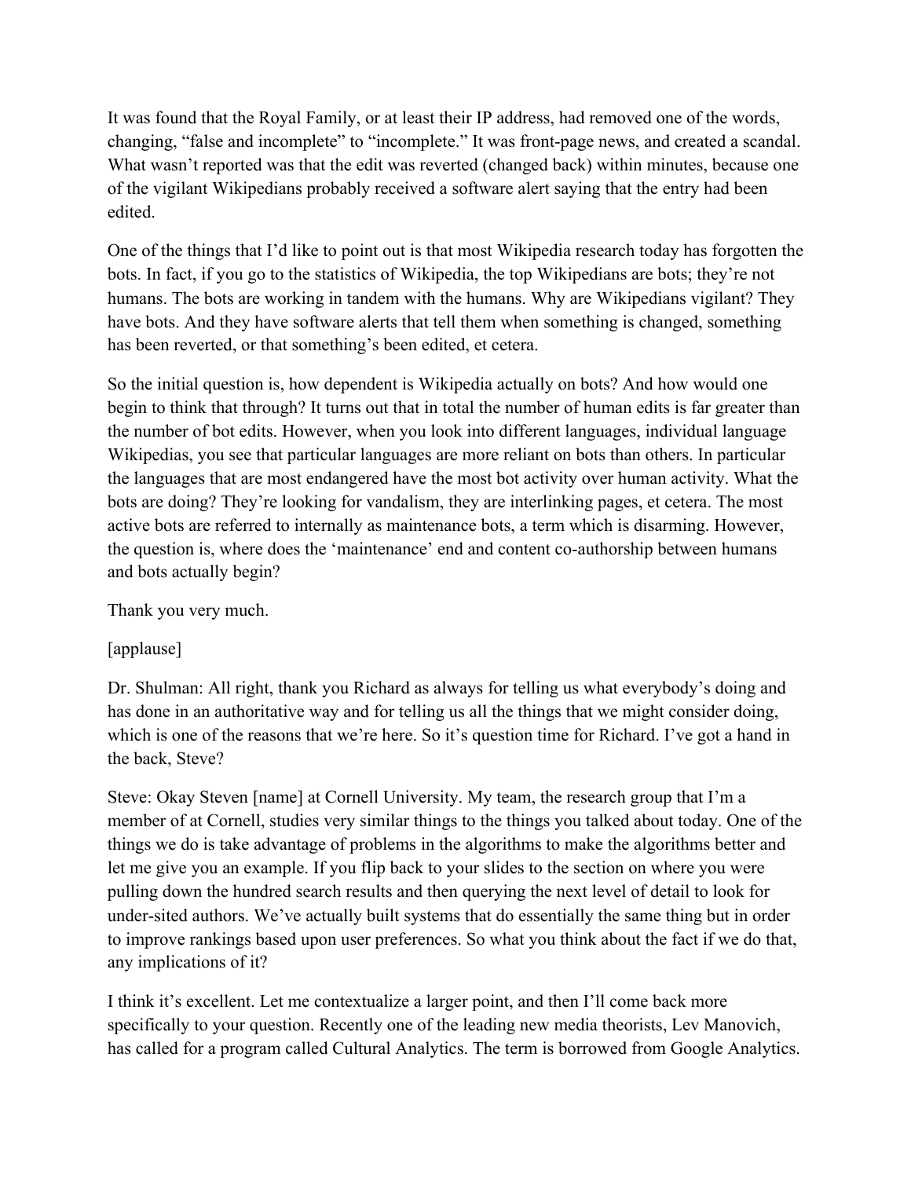It was found that the Royal Family, or at least their IP address, had removed one of the words, changing, "false and incomplete" to "incomplete." It was front-page news, and created a scandal. What wasn't reported was that the edit was reverted (changed back) within minutes, because one of the vigilant Wikipedians probably received a software alert saying that the entry had been edited.

One of the things that I'd like to point out is that most Wikipedia research today has forgotten the bots. In fact, if you go to the statistics of Wikipedia, the top Wikipedians are bots; they're not humans. The bots are working in tandem with the humans. Why are Wikipedians vigilant? They have bots. And they have software alerts that tell them when something is changed, something has been reverted, or that something's been edited, et cetera.

So the initial question is, how dependent is Wikipedia actually on bots? And how would one begin to think that through? It turns out that in total the number of human edits is far greater than the number of bot edits. However, when you look into different languages, individual language Wikipedias, you see that particular languages are more reliant on bots than others. In particular the languages that are most endangered have the most bot activity over human activity. What the bots are doing? They're looking for vandalism, they are interlinking pages, et cetera. The most active bots are referred to internally as maintenance bots, a term which is disarming. However, the question is, where does the 'maintenance' end and content co-authorship between humans and bots actually begin?

Thank you very much.

[applause]

Dr. Shulman: All right, thank you Richard as always for telling us what everybody's doing and has done in an authoritative way and for telling us all the things that we might consider doing, which is one of the reasons that we're here. So it's question time for Richard. I've got a hand in the back, Steve?

Steve: Okay Steven [name] at Cornell University. My team, the research group that I'm a member of at Cornell, studies very similar things to the things you talked about today. One of the things we do is take advantage of problems in the algorithms to make the algorithms better and let me give you an example. If you flip back to your slides to the section on where you were pulling down the hundred search results and then querying the next level of detail to look for under-sited authors. We've actually built systems that do essentially the same thing but in order to improve rankings based upon user preferences. So what you think about the fact if we do that, any implications of it?

I think it's excellent. Let me contextualize a larger point, and then I'll come back more specifically to your question. Recently one of the leading new media theorists, Lev Manovich, has called for a program called Cultural Analytics. The term is borrowed from Google Analytics.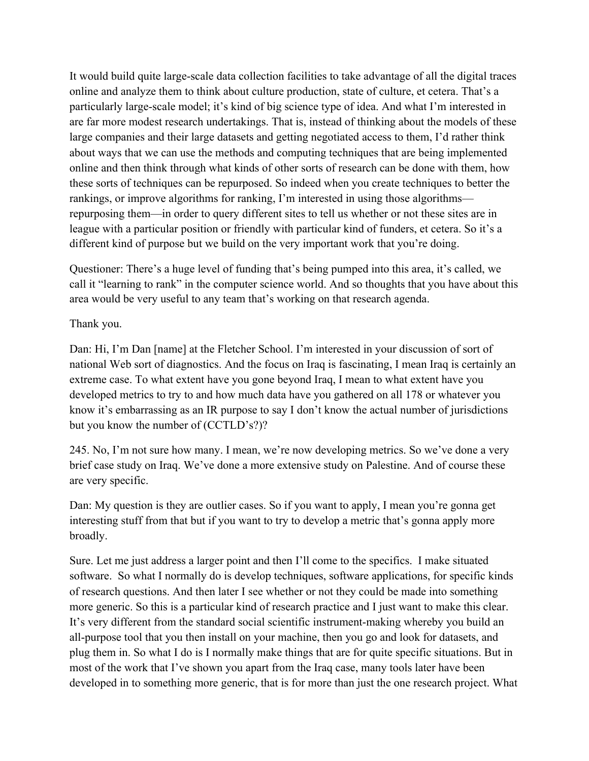It would build quite large-scale data collection facilities to take advantage of all the digital traces online and analyze them to think about culture production, state of culture, et cetera. That's a particularly large-scale model; it's kind of big science type of idea. And what I'm interested in are far more modest research undertakings. That is, instead of thinking about the models of these large companies and their large datasets and getting negotiated access to them, I'd rather think about ways that we can use the methods and computing techniques that are being implemented online and then think through what kinds of other sorts of research can be done with them, how these sorts of techniques can be repurposed. So indeed when you create techniques to better the rankings, or improve algorithms for ranking, I'm interested in using those algorithms—repurposing them—in order to query different sites to tell us whether or not these sites are in league with a particular position or friendly with particular kind of funders, et cetera. So it's a different kind of purpose but we build on the very important work that you're doing.

Questioner: There's a huge level of funding that's being pumped into this area, it's called, we call it "learning to rank" in the computer science world. And so thoughts that you have about this area would be very useful to any team that's working on that research agenda.

Thank you.

Dan: Hi, I'm Dan [name] at the Fletcher School. I'm interested in your discussion of sort of national Web sort of diagnostics. And the focus on Iraq is fascinating, I mean Iraq is certainly an extreme case. To what extent have you gone beyond Iraq, I mean to what extent have you developed metrics to try to and how much data have you gathered on all 178 or whatever you know it's embarrassing as an IR purpose to say I don't know the actual number of jurisdictions but you know the number of (CCTLD's?)?

245. No, I'm not sure how many. I mean, we're now developing metrics. So we've done a very brief case study on Iraq. We've done a more extensive study on Palestine. And of course these are very specific.

Dan: My question is they are outlier cases. So if you want to apply, I mean you're gonna get interesting stuff from that but if you want to try to develop a metric that's gonna apply more broadly.

Sure. Let me just address a larger point and then I'll come to the specifics. I make situated software. So what I normally do is develop techniques, software applications, for specific kinds of research questions. And then later I see whether or not they could be made into something more generic. So this is a particular kind of research practice and I just want to make this clear. It's very different from the standard social scientific instrument-making whereby you build an all-purpose tool that you then install on your machine, then you go and look for datasets, and plug them in. So what I do is I normally make things that are for quite specific situations. But in most of the work that I've shown you apart from the Iraq case, many tools later have been developed in to something more generic, that is for more than just the one research project. What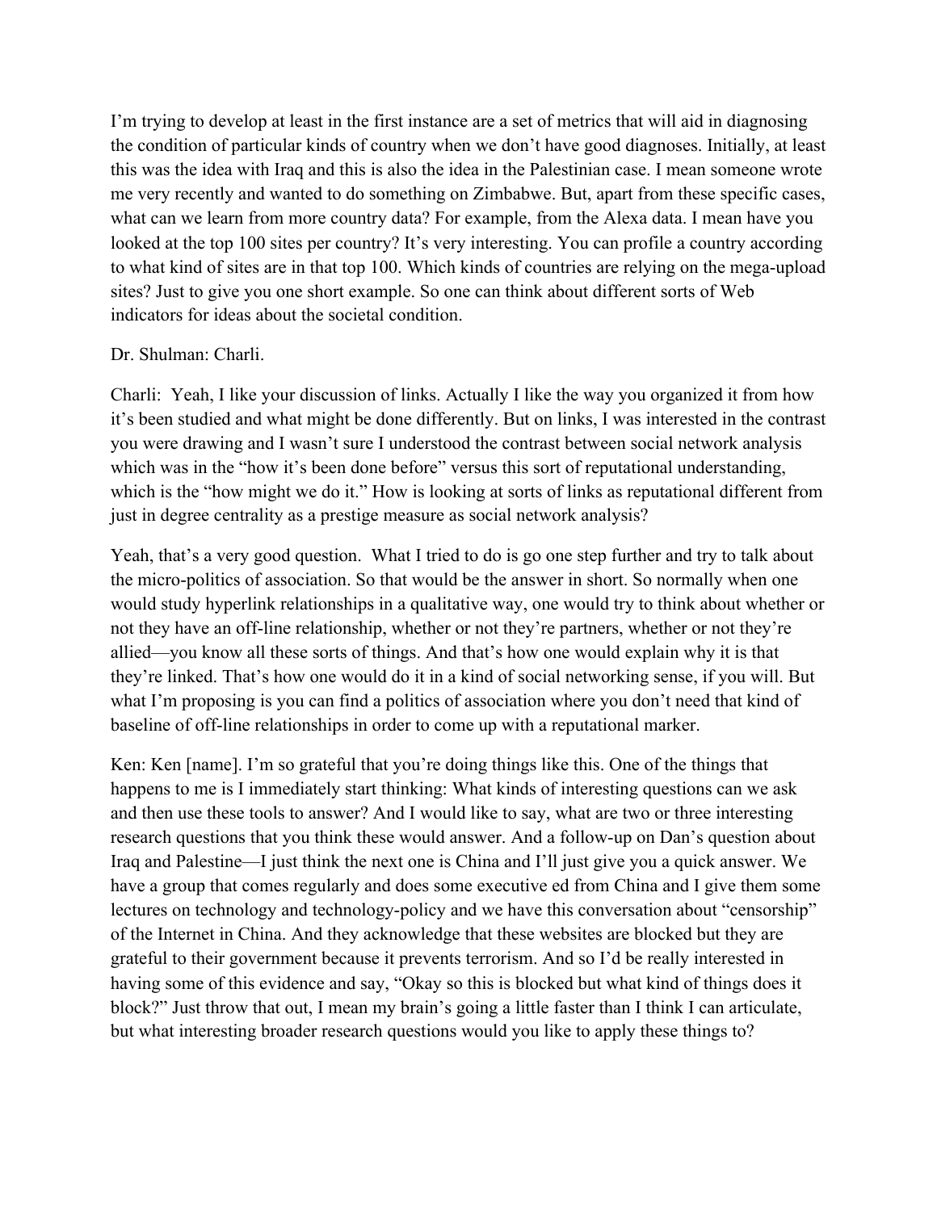I'm trying to develop at least in the first instance are a set of metrics that will aid in diagnosing the condition of particular kinds of country when we don't have good diagnoses. Initially, at least this was the idea with Iraq and this is also the idea in the Palestinian case. I mean someone wrote me very recently and wanted to do something on Zimbabwe. But, apart from these specific cases, what can we learn from more country data? For example, from the Alexa data. I mean have you looked at the top 100 sites per country? It's very interesting. You can profile a country according to what kind of sites are in that top 100. Which kinds of countries are relying on the mega-upload sites? Just to give you one short example. So one can think about different sorts of Web indicators for ideas about the societal condition.

Dr. Shulman: Charli.

Charli: Yeah, I like your discussion of links. Actually I like the way you organized it from how it's been studied and what might be done differently. But on links, I was interested in the contrast you were drawing and I wasn't sure I understood the contrast between social network analysis which was in the "how it's been done before" versus this sort of reputational understanding, which is the "how might we do it." How is looking at sorts of links as reputational different from just in degree centrality as a prestige measure as social network analysis?

Yeah, that's a very good question. What I tried to do is go one step further and try to talk about the micro-politics of association. So that would be the answer in short. So normally when one would study hyperlink relationships in a qualitative way, one would try to think about whether or not they have an off-line relationship, whether or not they're partners, whether or not they're allied—you know all these sorts of things. And that's how one would explain why it is that they're linked. That's how one would do it in a kind of social networking sense, if you will. But what I'm proposing is you can find a politics of association where you don't need that kind of baseline of off-line relationships in order to come up with a reputational marker.

Ken: Ken [name]. I'm so grateful that you're doing things like this. One of the things that happens to me is I immediately start thinking: What kinds of interesting questions can we ask and then use these tools to answer? And I would like to say, what are two or three interesting research questions that you think these would answer. And a follow-up on Dan's question about Iraq and Palestine—I just think the next one is China and I'll just give you a quick answer. We have a group that comes regularly and does some executive ed from China and I give them some lectures on technology and technology-policy and we have this conversation about "censorship" of the Internet in China. And they acknowledge that these websites are blocked but they are grateful to their government because it prevents terrorism. And so I'd be really interested in having some of this evidence and say, "Okay so this is blocked but what kind of things does it block?" Just throw that out, I mean my brain's going a little faster than I think I can articulate, but what interesting broader research questions would you like to apply these things to?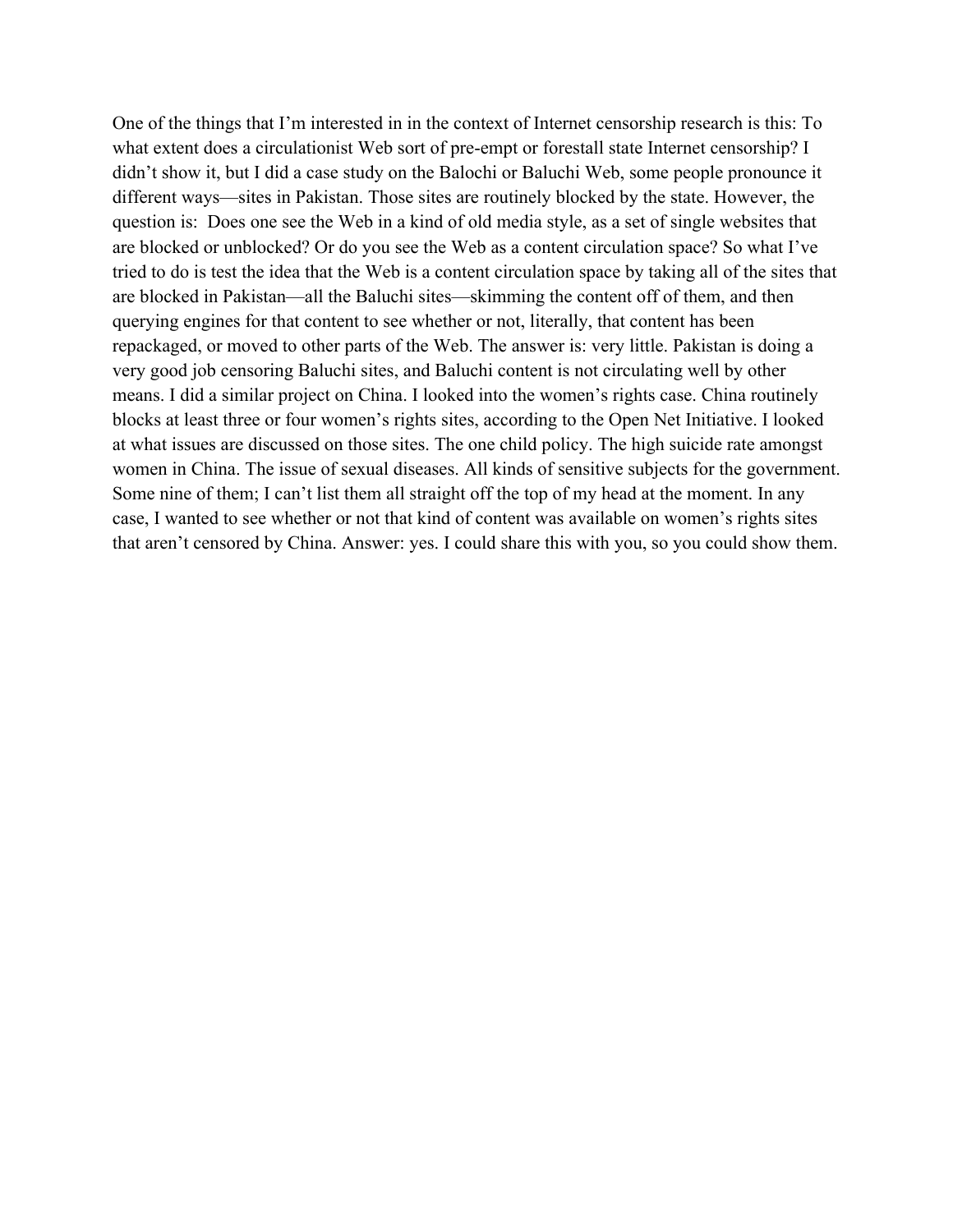One of the things that I'm interested in in the context of Internet censorship research is this: To what extent does a circulationist Web sort of pre-empt or forestall state Internet censorship? I didn't show it, but I did a case study on the Balochi or Baluchi Web, some people pronounce it different ways—sites in Pakistan. Those sites are routinely blocked by the state. However, the question is: Does one see the Web in a kind of old media style, as a set of single websites that are blocked or unblocked? Or do you see the Web as a content circulation space? So what I've tried to do is test the idea that the Web is a content circulation space by taking all of the sites that are blocked in Pakistan—all the Baluchi sites—skimming the content off of them, and then querying engines for that content to see whether or not, literally, that content has been repackaged, or moved to other parts of the Web. The answer is: very little. Pakistan is doing a very good job censoring Baluchi sites, and Baluchi content is not circulating well by other means. I did a similar project on China. I looked into the women's rights case. China routinely blocks at least three or four women's rights sites, according to the Open Net Initiative. I looked at what issues are discussed on those sites. The one child policy. The high suicide rate amongst women in China. The issue of sexual diseases. All kinds of sensitive subjects for the government. Some nine of them; I can't list them all straight off the top of my head at the moment. In any case, I wanted to see whether or not that kind of content was available on women's rights sites that aren't censored by China. Answer: yes. I could share this with you, so you could show them.